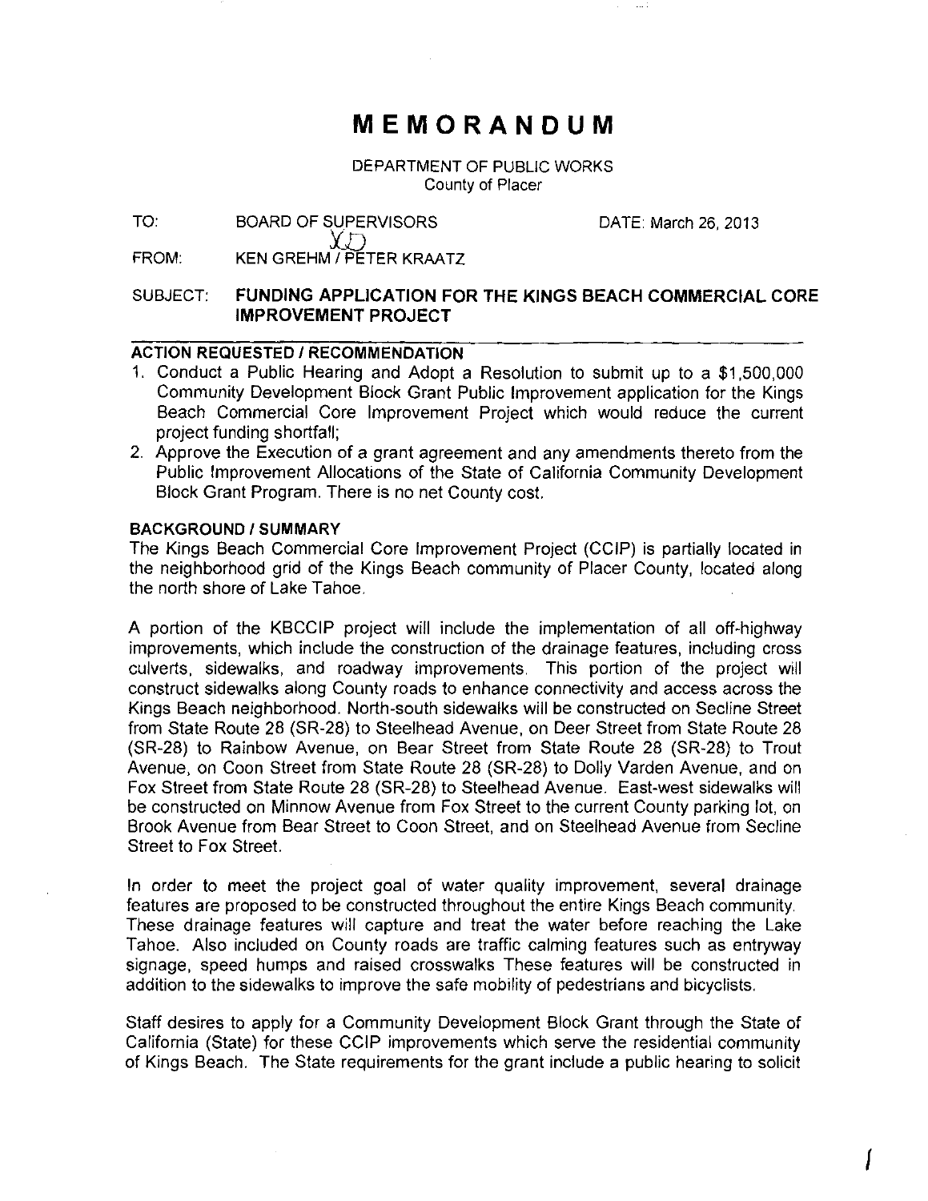# MEMORANDUM

DEPARTMENT OF PUBLIC WORKS
County of Placer

TO: BOARD OF SUPERVISORS DATE: March 26, 2013

FROM: KEN GREHM / PETER KRAATZ

SUBJECT: **FUNDING APPLICATION FOR THE KINGS BEACH COMMERCIAL CORE IMPROVEMENT PROJECT**

---

**ACTION REQUESTED / RECOMMENDATION**

1. Conduct a Public Hearing and Adopt a Resolution to submit up to a $1,500,000 Community Development Block Grant Public Improvement application for the Kings Beach Commercial Core Improvement Project which would reduce the current project funding shortfall;
2. Approve the Execution of a grant agreement and any amendments thereto from the Public Improvement Allocations of the State of California Community Development Block Grant Program. There is no net County cost.

**BACKGROUND / SUMMARY**

The Kings Beach Commercial Core Improvement Project (CCIP) is partially located in the neighborhood grid of the Kings Beach community of Placer County, located along the north shore of Lake Tahoe.

A portion of the KBCCIP project will include the implementation of all off-highway improvements, which include the construction of the drainage features, including cross culverts, sidewalks, and roadway improvements. This portion of the project will construct sidewalks along County roads to enhance connectivity and access across the Kings Beach neighborhood. North-south sidewalks will be constructed on Secline Street from State Route 28 (SR-28) to Steelhead Avenue, on Deer Street from State Route 28 (SR-28) to Rainbow Avenue, on Bear Street from State Route 28 (SR-28) to Trout Avenue, on Coon Street from State Route 28 (SR-28) to Dolly Varden Avenue, and on Fox Street from State Route 28 (SR-28) to Steelhead Avenue. East-west sidewalks will be constructed on Minnow Avenue from Fox Street to the current County parking lot, on Brook Avenue from Bear Street to Coon Street, and on Steelhead Avenue from Secline Street to Fox Street.

In order to meet the project goal of water quality improvement, several drainage features are proposed to be constructed throughout the entire Kings Beach community. These drainage features will capture and treat the water before reaching the Lake Tahoe. Also included on County roads are traffic calming features such as entryway signage, speed humps and raised crosswalks These features will be constructed in addition to the sidewalks to improve the safe mobility of pedestrians and bicyclists.

Staff desires to apply for a Community Development Block Grant through the State of California (State) for these CCIP improvements which serve the residential community of Kings Beach. The State requirements for the grant include a public hearing to solicit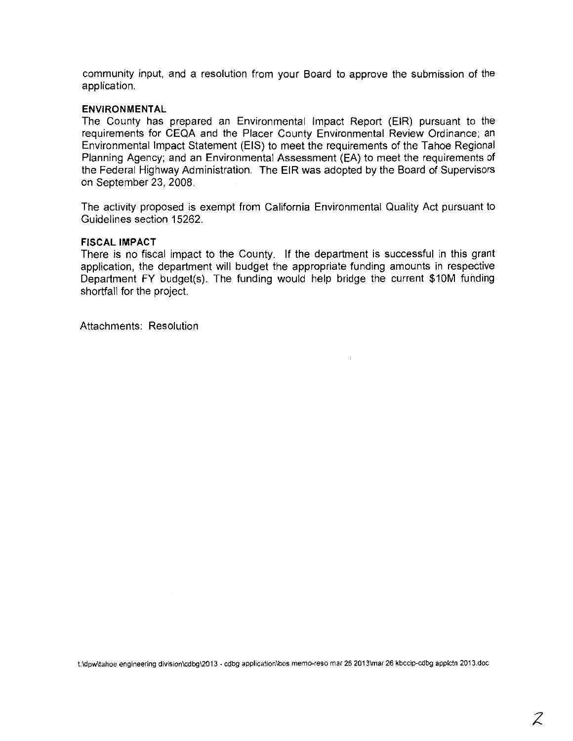community input, and a resolution from your Board to approve the submission of the application.

**ENVIRONMENTAL**

The County has prepared an Environmental Impact Report (EIR) pursuant to the requirements for CEQA and the Placer County Environmental Review Ordinance; an Environmental Impact Statement (EIS) to meet the requirements of the Tahoe Regional Planning Agency; and an Environmental Assessment (EA) to meet the requirements of the Federal Highway Administration. The EIR was adopted by the Board of Supervisors on September 23, 2008.

The activity proposed is exempt from California Environmental Quality Act pursuant to Guidelines section 15262.

**FISCAL IMPACT**

There is no fiscal impact to the County. If the department is successful in this grant application, the department will budget the appropriate funding amounts in respective Department FY budget(s). The funding would help bridge the current $10M funding shortfall for the project.

Attachments: Resolution

t:\dpw\tahoe engineering division\cdbg\2013 - cdbg application\bos memo-reso mar 26 2013\mar 26 kbccip-cdbg applctn 2013.doc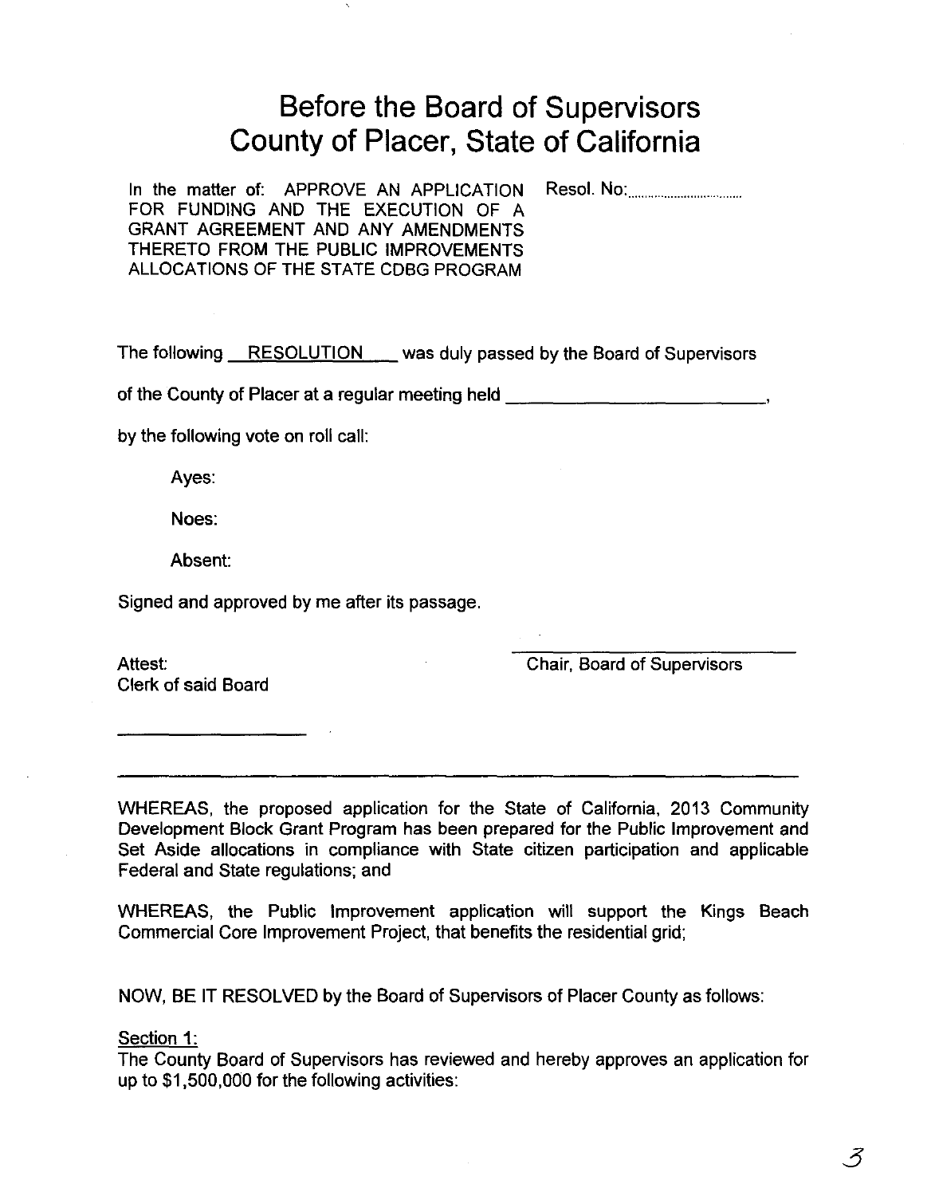# Before the Board of Supervisors
# County of Placer, State of California

In the matter of: APPROVE AN APPLICATION FOR FUNDING AND THE EXECUTION OF A GRANT AGREEMENT AND ANY AMENDMENTS THERETO FROM THE PUBLIC IMPROVEMENTS ALLOCATIONS OF THE STATE CDBG PROGRAM

Resol. No:..............................

The following RESOLUTION was duly passed by the Board of Supervisors

of the County of Placer at a regular meeting held ________________________,

by the following vote on roll call:

Ayes:

Noes:

Absent:

Signed and approved by me after its passage.

Attest:
Clerk of said Board

____________________

____________________________
Chair, Board of Supervisors

---

WHEREAS, the proposed application for the State of California, 2013 Community Development Block Grant Program has been prepared for the Public Improvement and Set Aside allocations in compliance with State citizen participation and applicable Federal and State regulations; and

WHEREAS, the Public Improvement application will support the Kings Beach Commercial Core Improvement Project, that benefits the residential grid;

NOW, BE IT RESOLVED by the Board of Supervisors of Placer County as follows:

Section 1:
The County Board of Supervisors has reviewed and hereby approves an application for up to $1,500,000 for the following activities: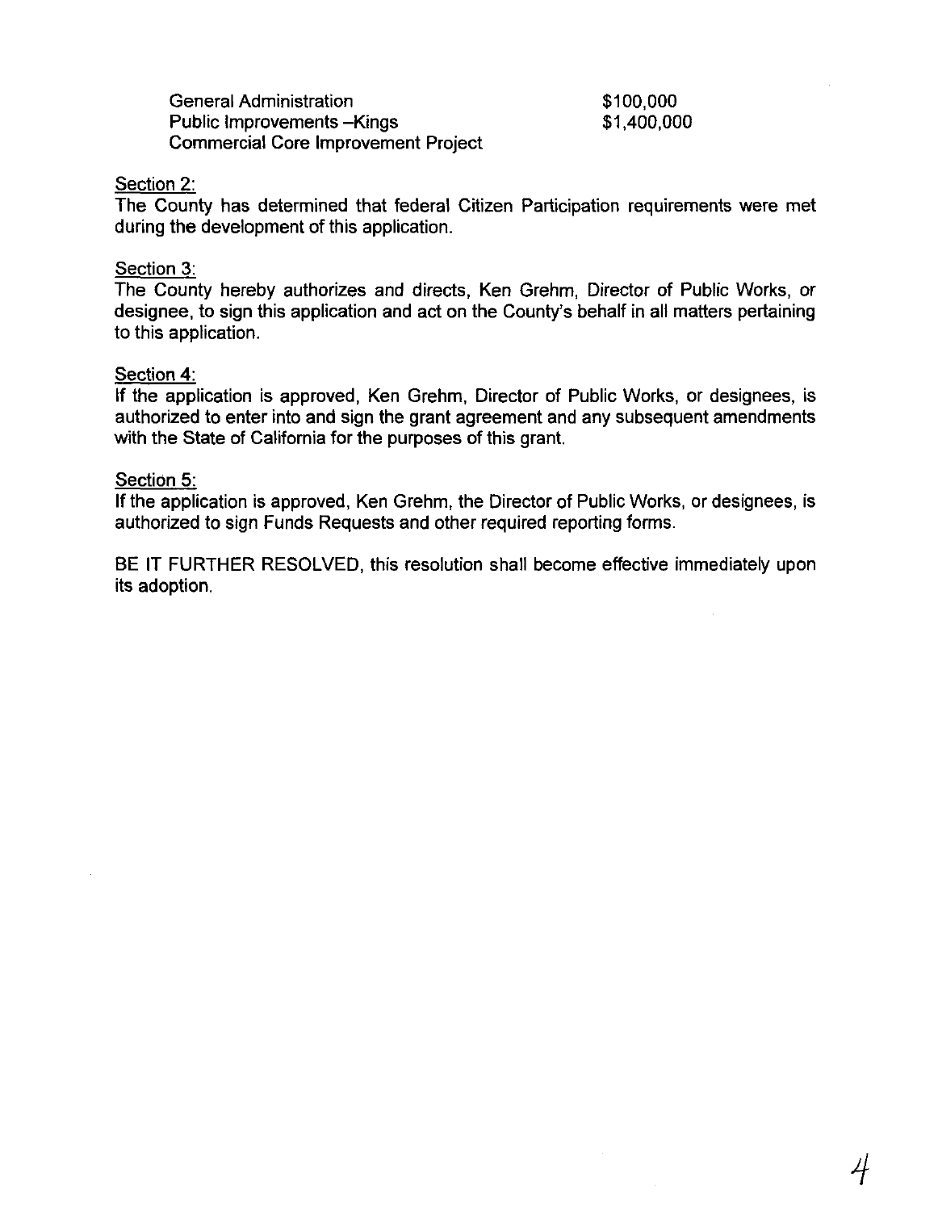| | |
|---|---|
| General Administration | $100,000 |
| Public Improvements –Kings Commercial Core Improvement Project | $1,400,000 |

Section 2:

The County has determined that federal Citizen Participation requirements were met during the development of this application.

Section 3:

The County hereby authorizes and directs, Ken Grehm, Director of Public Works, or designee, to sign this application and act on the County's behalf in all matters pertaining to this application.

Section 4:

If the application is approved, Ken Grehm, Director of Public Works, or designees, is authorized to enter into and sign the grant agreement and any subsequent amendments with the State of California for the purposes of this grant.

Section 5:

If the application is approved, Ken Grehm, the Director of Public Works, or designees, is authorized to sign Funds Requests and other required reporting forms.

BE IT FURTHER RESOLVED, this resolution shall become effective immediately upon its adoption.